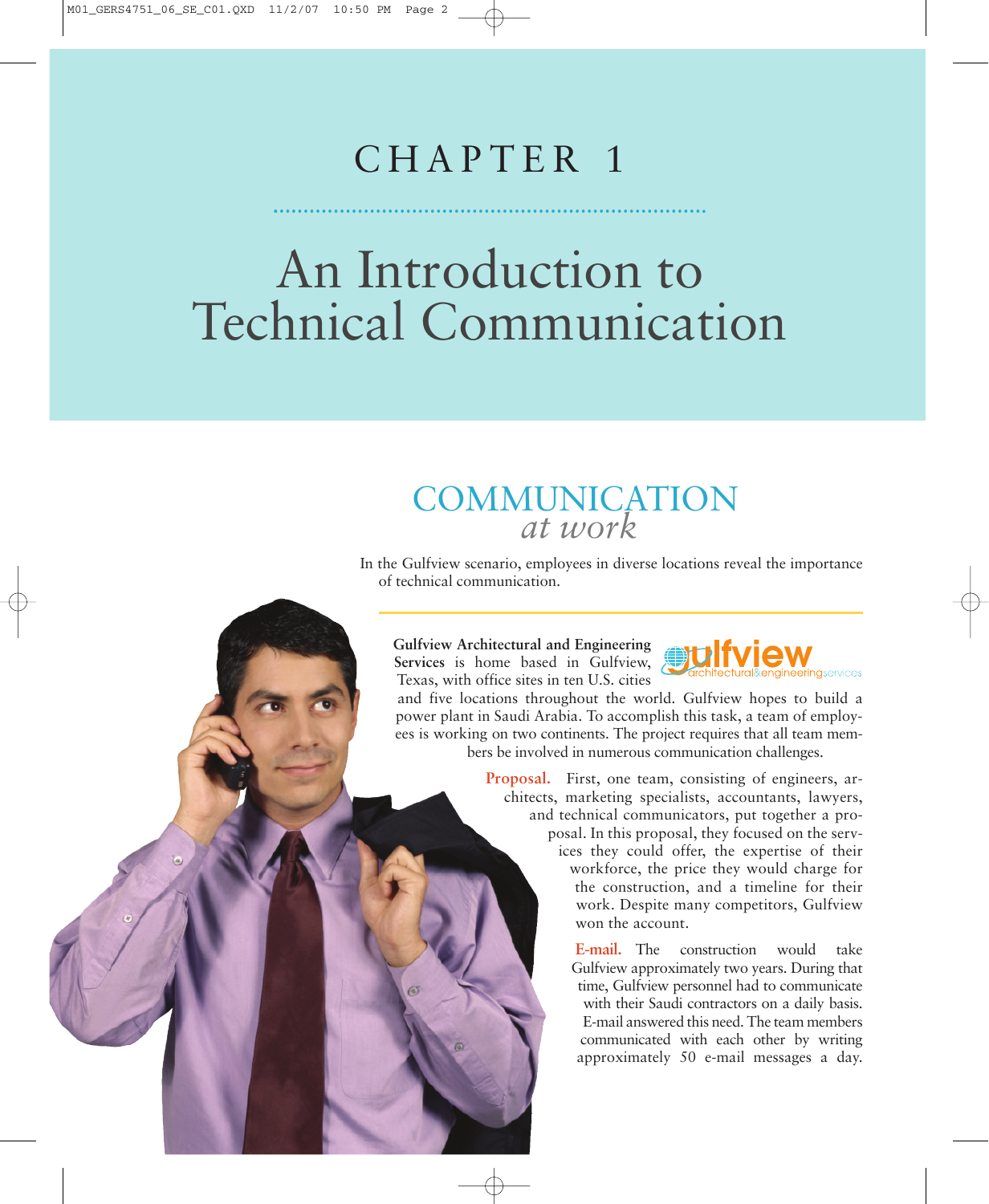# CHAPTER 1

# An Introduction to Technical Communication

## COMMUNICATION *at work*

In the Gulfview scenario, employees in diverse locations reveal the importance of technical communication.

**Gulfview Architectural and Engineering Services** is home based in Gulfview, Texas, with office sites in ten U.S. cities and five locations throughout the world. Gulfview hopes to build a power plant in Saudi Arabia. To accomplish this task, a team of employees is working on two continents. The project requires that all team members be involved in numerous communication challenges.

**Proposal.** First, one team, consisting of engineers, architects, marketing specialists, accountants, lawyers, and technical communicators, put together a proposal. In this proposal, they focused on the services they could offer, the expertise of their workforce, the price they would charge for the construction, and a timeline for their work. Despite many competitors, Gulfview won the account.

**E-mail.** The construction would take Gulfview approximately two years. During that time, Gulfview personnel had to communicate with their Saudi contractors on a daily basis. E-mail answered this need. The team members communicated with each other by writing approximately 50 e-mail messages a day.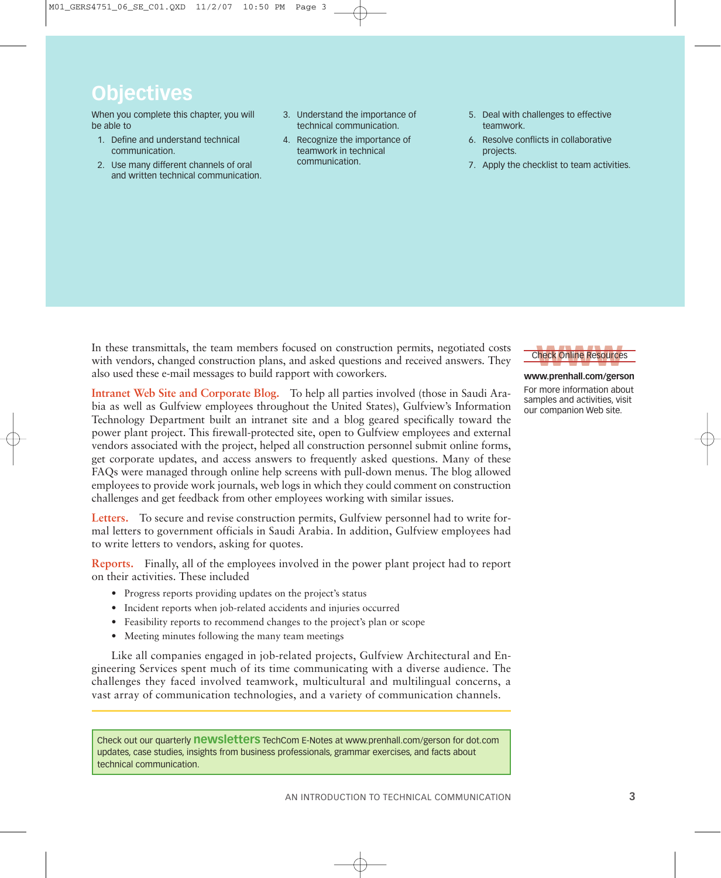## Objectives

When you complete this chapter, you will be able to

1. Define and understand technical communication.
2. Use many different channels of oral and written technical communication.
3. Understand the importance of technical communication.
4. Recognize the importance of teamwork in technical communication.
5. Deal with challenges to effective teamwork.
6. Resolve conflicts in collaborative projects.
7. Apply the checklist to team activities.

In these transmittals, the team members focused on construction permits, negotiated costs with vendors, changed construction plans, and asked questions and received answers. They also used these e-mail messages to build rapport with coworkers.

**Intranet Web Site and Corporate Blog.** To help all parties involved (those in Saudi Arabia as well as Gulfview employees throughout the United States), Gulfview's Information Technology Department built an intranet site and a blog geared specifically toward the power plant project. This firewall-protected site, open to Gulfview employees and external vendors associated with the project, helped all construction personnel submit online forms, get corporate updates, and access answers to frequently asked questions. Many of these FAQs were managed through online help screens with pull-down menus. The blog allowed employees to provide work journals, web logs in which they could comment on construction challenges and get feedback from other employees working with similar issues.

**Letters.** To secure and revise construction permits, Gulfview personnel had to write formal letters to government officials in Saudi Arabia. In addition, Gulfview employees had to write letters to vendors, asking for quotes.

**Reports.** Finally, all of the employees involved in the power plant project had to report on their activities. These included

- Progress reports providing updates on the project's status
- Incident reports when job-related accidents and injuries occurred
- Feasibility reports to recommend changes to the project's plan or scope
- Meeting minutes following the many team meetings

Like all companies engaged in job-related projects, Gulfview Architectural and Engineering Services spent much of its time communicating with a diverse audience. The challenges they faced involved teamwork, multicultural and multilingual concerns, a vast array of communication technologies, and a variety of communication channels.

Check Online Resources

**www.prenhall.com/gerson**

For more information about samples and activities, visit our companion Web site.

Check out our quarterly **newsletters** TechCom E-Notes at www.prenhall.com/gerson for dot.com updates, case studies, insights from business professionals, grammar exercises, and facts about technical communication.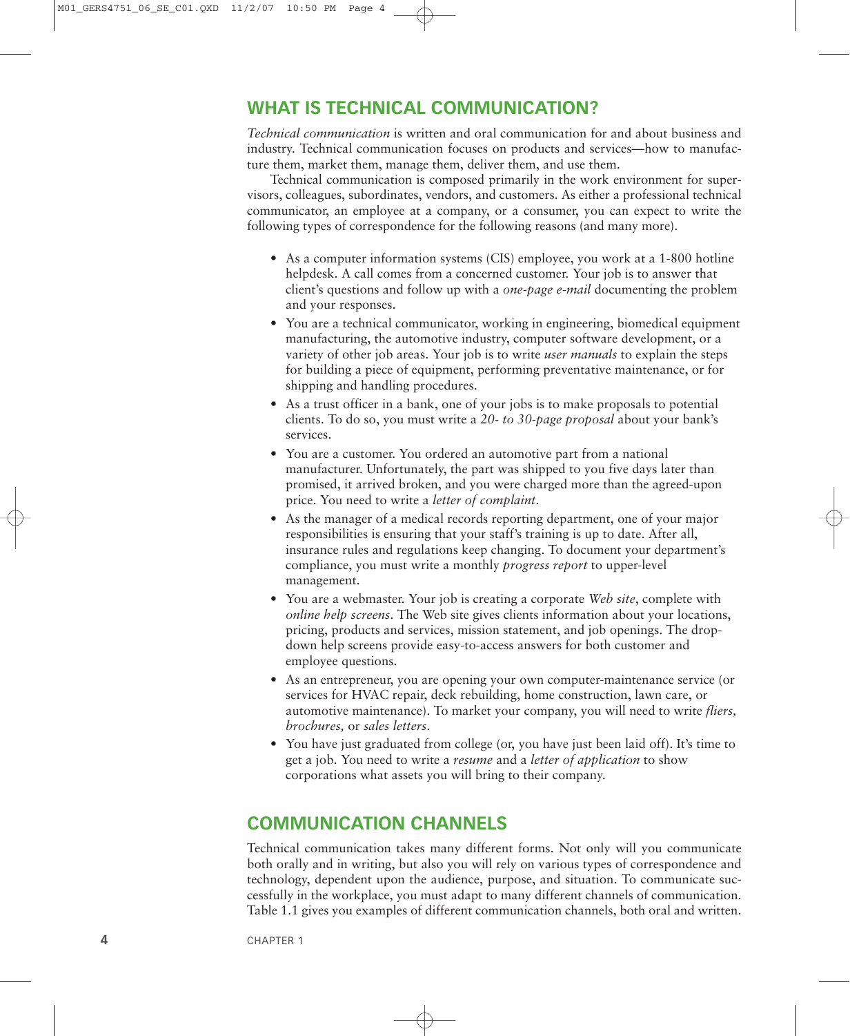## WHAT IS TECHNICAL COMMUNICATION?

*Technical communication* is written and oral communication for and about business and industry. Technical communication focuses on products and services—how to manufacture them, market them, manage them, deliver them, and use them.

Technical communication is composed primarily in the work environment for supervisors, colleagues, subordinates, vendors, and customers. As either a professional technical communicator, an employee at a company, or a consumer, you can expect to write the following types of correspondence for the following reasons (and many more).

- As a computer information systems (CIS) employee, you work at a 1-800 hotline helpdesk. A call comes from a concerned customer. Your job is to answer that client's questions and follow up with a *one-page e-mail* documenting the problem and your responses.
- You are a technical communicator, working in engineering, biomedical equipment manufacturing, the automotive industry, computer software development, or a variety of other job areas. Your job is to write *user manuals* to explain the steps for building a piece of equipment, performing preventative maintenance, or for shipping and handling procedures.
- As a trust officer in a bank, one of your jobs is to make proposals to potential clients. To do so, you must write a *20- to 30-page proposal* about your bank's services.
- You are a customer. You ordered an automotive part from a national manufacturer. Unfortunately, the part was shipped to you five days later than promised, it arrived broken, and you were charged more than the agreed-upon price. You need to write a *letter of complaint*.
- As the manager of a medical records reporting department, one of your major responsibilities is ensuring that your staff's training is up to date. After all, insurance rules and regulations keep changing. To document your department's compliance, you must write a monthly *progress report* to upper-level management.
- You are a webmaster. Your job is creating a corporate *Web site*, complete with *online help screens*. The Web site gives clients information about your locations, pricing, products and services, mission statement, and job openings. The drop-down help screens provide easy-to-access answers for both customer and employee questions.
- As an entrepreneur, you are opening your own computer-maintenance service (or services for HVAC repair, deck rebuilding, home construction, lawn care, or automotive maintenance). To market your company, you will need to write *fliers, brochures,* or *sales letters*.
- You have just graduated from college (or, you have just been laid off). It's time to get a job. You need to write a *resume* and a *letter of application* to show corporations what assets you will bring to their company.

## COMMUNICATION CHANNELS

Technical communication takes many different forms. Not only will you communicate both orally and in writing, but also you will rely on various types of correspondence and technology, dependent upon the audience, purpose, and situation. To communicate successfully in the workplace, you must adapt to many different channels of communication. Table 1.1 gives you examples of different communication channels, both oral and written.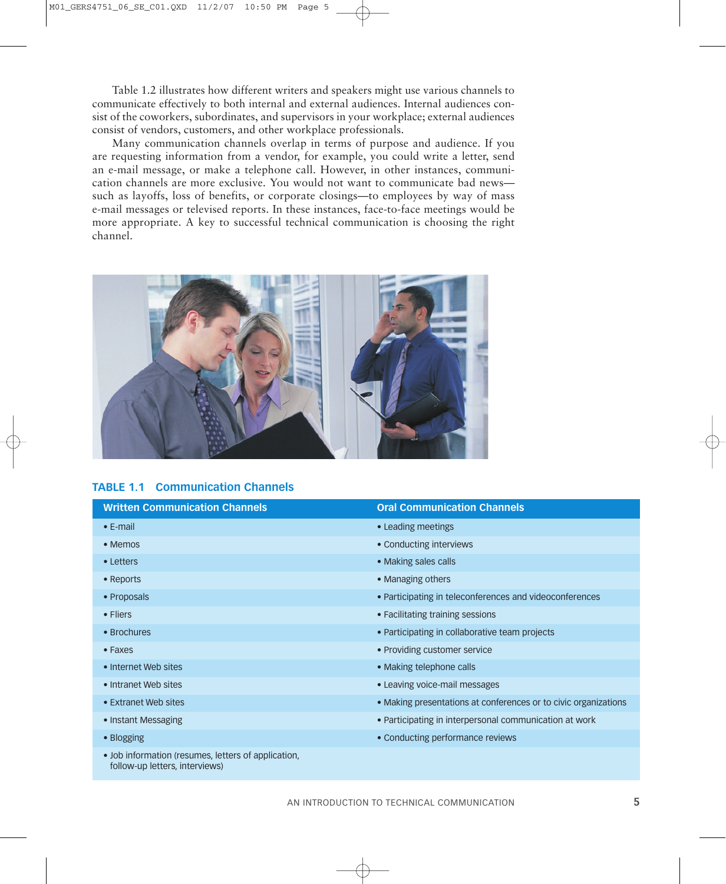Table 1.2 illustrates how different writers and speakers might use various channels to communicate effectively to both internal and external audiences. Internal audiences consist of the coworkers, subordinates, and supervisors in your workplace; external audiences consist of vendors, customers, and other workplace professionals.

Many communication channels overlap in terms of purpose and audience. If you are requesting information from a vendor, for example, you could write a letter, send an e-mail message, or make a telephone call. However, in other instances, communication channels are more exclusive. You would not want to communicate bad news—such as layoffs, loss of benefits, or corporate closings—to employees by way of mass e-mail messages or televised reports. In these instances, face-to-face meetings would be more appropriate. A key to successful technical communication is choosing the right channel.

**TABLE 1.1 Communication Channels**

| Written Communication Channels | Oral Communication Channels |
|---|---|
| • E-mail | • Leading meetings |
| • Memos | • Conducting interviews |
| • Letters | • Making sales calls |
| • Reports | • Managing others |
| • Proposals | • Participating in teleconferences and videoconferences |
| • Fliers | • Facilitating training sessions |
| • Brochures | • Participating in collaborative team projects |
| • Faxes | • Providing customer service |
| • Internet Web sites | • Making telephone calls |
| • Intranet Web sites | • Leaving voice-mail messages |
| • Extranet Web sites | • Making presentations at conferences or to civic organizations |
| • Instant Messaging | • Participating in interpersonal communication at work |
| • Blogging | • Conducting performance reviews |
| • Job information (resumes, letters of application, follow-up letters, interviews) | |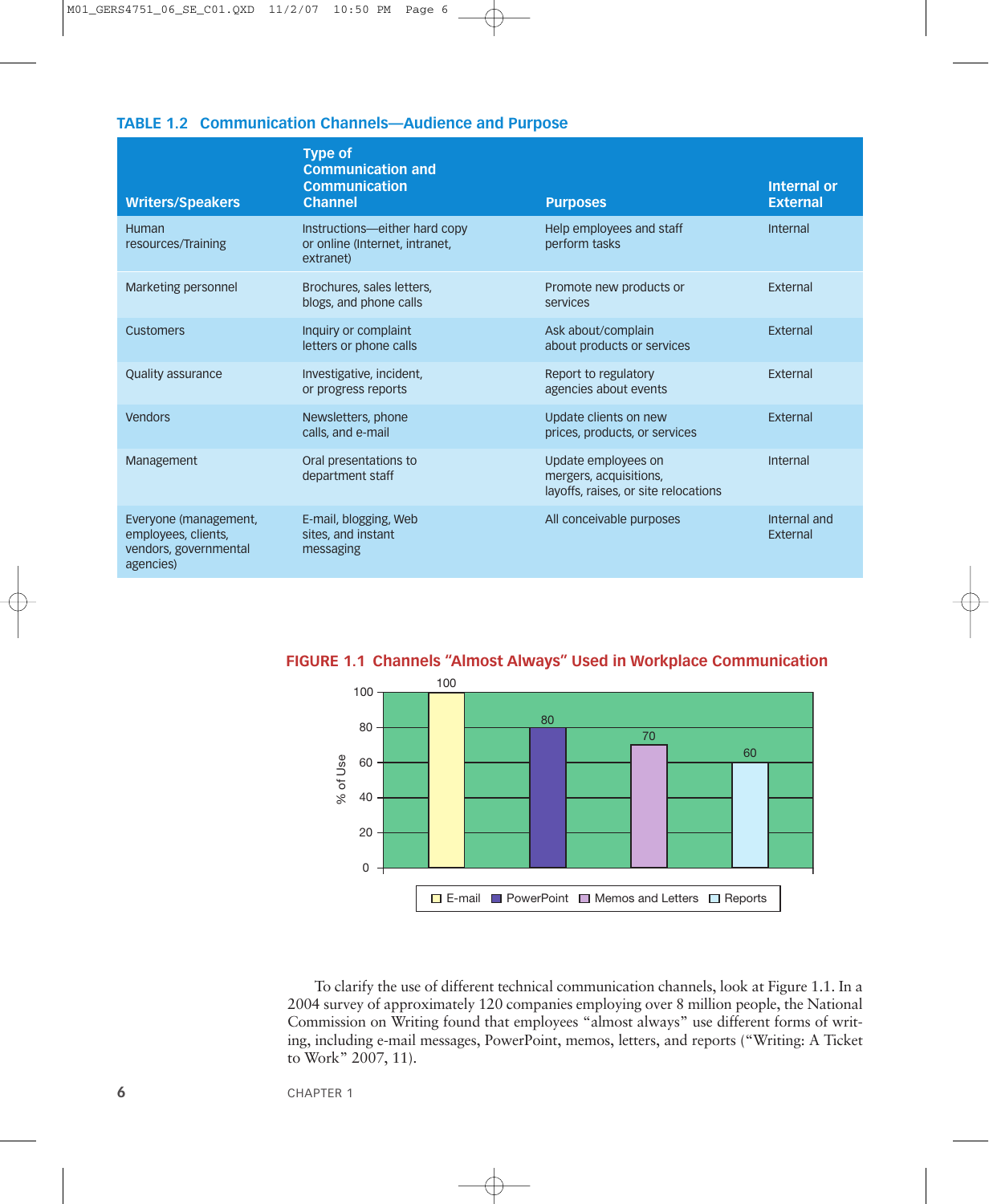**TABLE 1.2 Communication Channels—Audience and Purpose**

| Writers/Speakers | Type of Communication and Communication Channel | Purposes | Internal or External |
|---|---|---|---|
| Human resources/Training | Instructions—either hard copy or online (Internet, intranet, extranet) | Help employees and staff perform tasks | Internal |
| Marketing personnel | Brochures, sales letters, blogs, and phone calls | Promote new products or services | External |
| Customers | Inquiry or complaint letters or phone calls | Ask about/complain about products or services | External |
| Quality assurance | Investigative, incident, or progress reports | Report to regulatory agencies about events | External |
| Vendors | Newsletters, phone calls, and e-mail | Update clients on new prices, products, or services | External |
| Management | Oral presentations to department staff | Update employees on mergers, acquisitions, layoffs, raises, or site relocations | Internal |
| Everyone (management, employees, clients, vendors, governmental agencies) | E-mail, blogging, Web sites, and instant messaging | All conceivable purposes | Internal and External |

**FIGURE 1.1 Channels "Almost Always" Used in Workplace Communication**

| Channel | % of Use |
|---|---|
| E-mail | 100 |
| PowerPoint | 80 |
| Memos and Letters | 70 |
| Reports | 60 |

To clarify the use of different technical communication channels, look at Figure 1.1. In a 2004 survey of approximately 120 companies employing over 8 million people, the National Commission on Writing found that employees "almost always" use different forms of writing, including e-mail messages, PowerPoint, memos, letters, and reports ("Writing: A Ticket to Work" 2007, 11).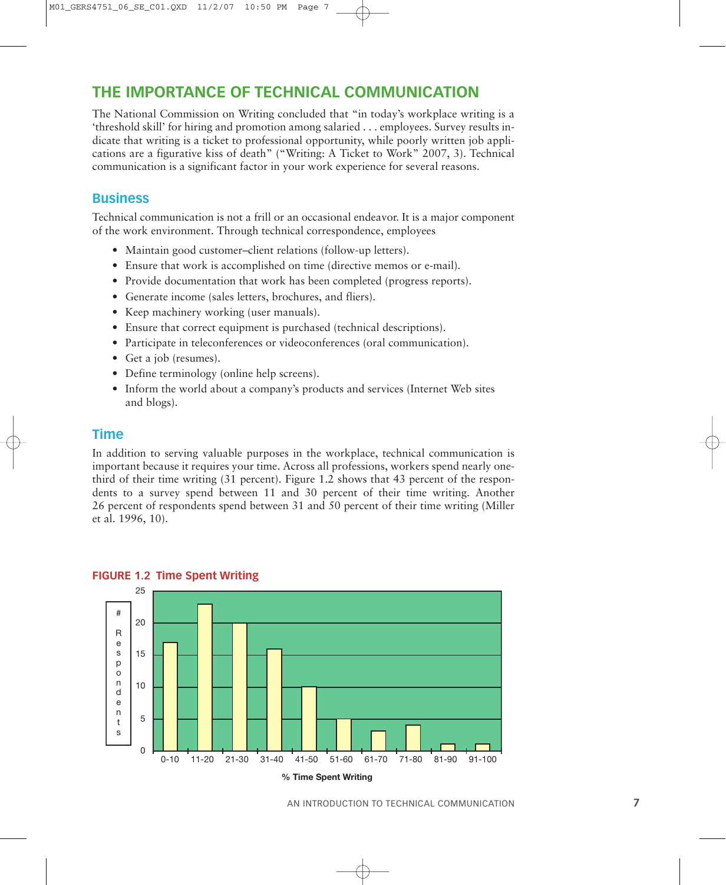## THE IMPORTANCE OF TECHNICAL COMMUNICATION

The National Commission on Writing concluded that "in today's workplace writing is a 'threshold skill' for hiring and promotion among salaried . . . employees. Survey results indicate that writing is a ticket to professional opportunity, while poorly written job applications are a figurative kiss of death" ("Writing: A Ticket to Work" 2007, 3). Technical communication is a significant factor in your work experience for several reasons.

### Business

Technical communication is not a frill or an occasional endeavor. It is a major component of the work environment. Through technical correspondence, employees

- Maintain good customer–client relations (follow-up letters).
- Ensure that work is accomplished on time (directive memos or e-mail).
- Provide documentation that work has been completed (progress reports).
- Generate income (sales letters, brochures, and fliers).
- Keep machinery working (user manuals).
- Ensure that correct equipment is purchased (technical descriptions).
- Participate in teleconferences or videoconferences (oral communication).
- Get a job (resumes).
- Define terminology (online help screens).
- Inform the world about a company's products and services (Internet Web sites and blogs).

### Time

In addition to serving valuable purposes in the workplace, technical communication is important because it requires your time. Across all professions, workers spend nearly one-third of their time writing (31 percent). Figure 1.2 shows that 43 percent of the respondents to a survey spend between 11 and 30 percent of their time writing. Another 26 percent of respondents spend between 31 and 50 percent of their time writing (Miller et al. 1996, 10).

**FIGURE 1.2 Time Spent Writing**

| % Time Spent Writing | # Respondents |
|---|---|
| 0-10 | 17 |
| 11-20 | 23 |
| 21-30 | 20 |
| 31-40 | 16 |
| 41-50 | 10 |
| 51-60 | 5 |
| 61-70 | 3 |
| 71-80 | 4 |
| 81-90 | 1 |
| 91-100 | 1 |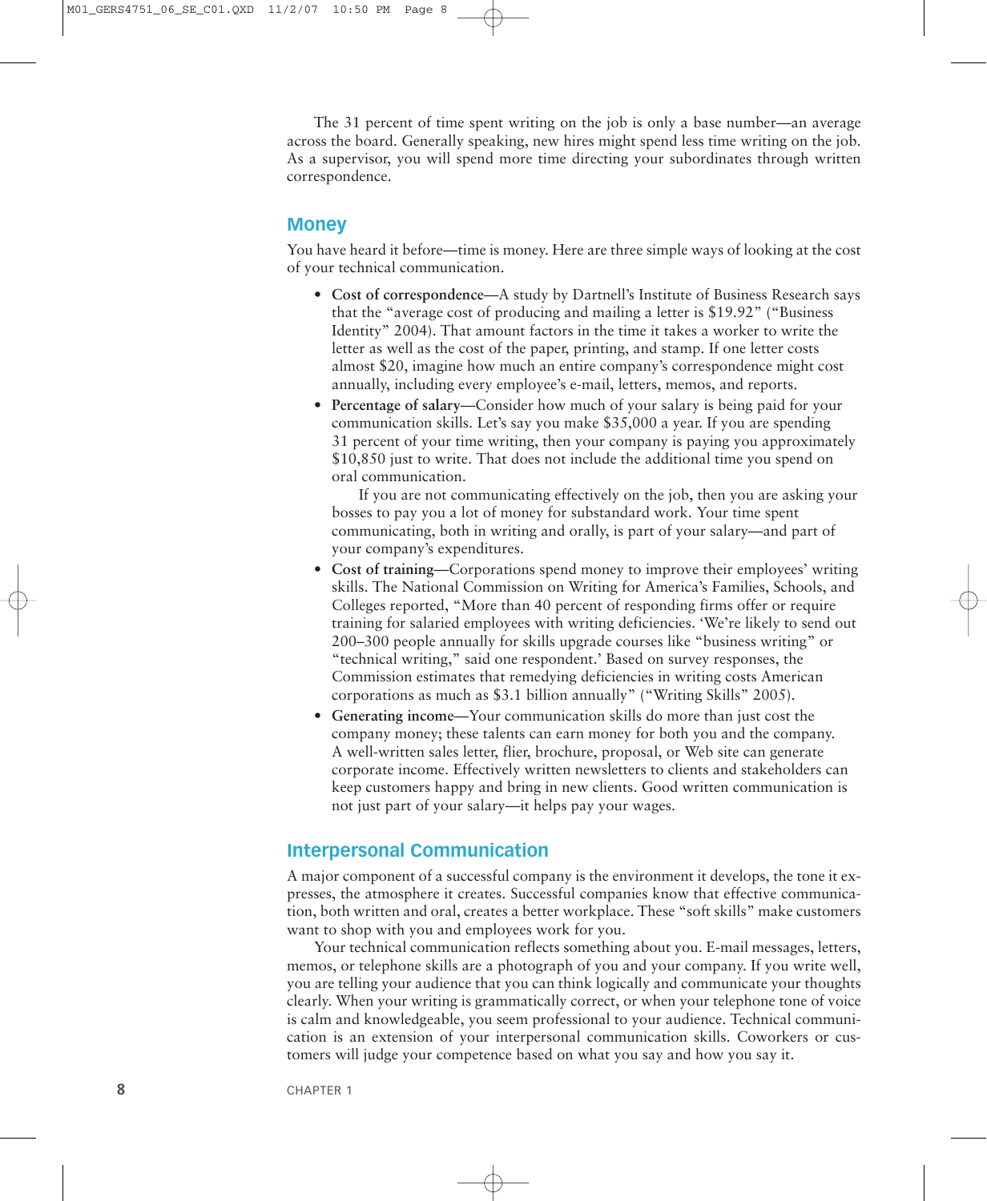The 31 percent of time spent writing on the job is only a base number—an average across the board. Generally speaking, new hires might spend less time writing on the job. As a supervisor, you will spend more time directing your subordinates through written correspondence.

## Money

You have heard it before—time is money. Here are three simple ways of looking at the cost of your technical communication.

- **Cost of correspondence**—A study by Dartnell's Institute of Business Research says that the "average cost of producing and mailing a letter is $19.92" ("Business Identity" 2004). That amount factors in the time it takes a worker to write the letter as well as the cost of the paper, printing, and stamp. If one letter costs almost $20, imagine how much an entire company's correspondence might cost annually, including every employee's e-mail, letters, memos, and reports.
- **Percentage of salary**—Consider how much of your salary is being paid for your communication skills. Let's say you make $35,000 a year. If you are spending 31 percent of your time writing, then your company is paying you approximately $10,850 just to write. That does not include the additional time you spend on oral communication.

  If you are not communicating effectively on the job, then you are asking your bosses to pay you a lot of money for substandard work. Your time spent communicating, both in writing and orally, is part of your salary—and part of your company's expenditures.
- **Cost of training**—Corporations spend money to improve their employees' writing skills. The National Commission on Writing for America's Families, Schools, and Colleges reported, "More than 40 percent of responding firms offer or require training for salaried employees with writing deficiencies. 'We're likely to send out 200–300 people annually for skills upgrade courses like "business writing" or "technical writing," said one respondent.' Based on survey responses, the Commission estimates that remedying deficiencies in writing costs American corporations as much as $3.1 billion annually" ("Writing Skills" 2005).
- **Generating income**—Your communication skills do more than just cost the company money; these talents can earn money for both you and the company. A well-written sales letter, flier, brochure, proposal, or Web site can generate corporate income. Effectively written newsletters to clients and stakeholders can keep customers happy and bring in new clients. Good written communication is not just part of your salary—it helps pay your wages.

## Interpersonal Communication

A major component of a successful company is the environment it develops, the tone it expresses, the atmosphere it creates. Successful companies know that effective communication, both written and oral, creates a better workplace. These "soft skills" make customers want to shop with you and employees work for you.

Your technical communication reflects something about you. E-mail messages, letters, memos, or telephone skills are a photograph of you and your company. If you write well, you are telling your audience that you can think logically and communicate your thoughts clearly. When your writing is grammatically correct, or when your telephone tone of voice is calm and knowledgeable, you seem professional to your audience. Technical communication is an extension of your interpersonal communication skills. Coworkers or customers will judge your competence based on what you say and how you say it.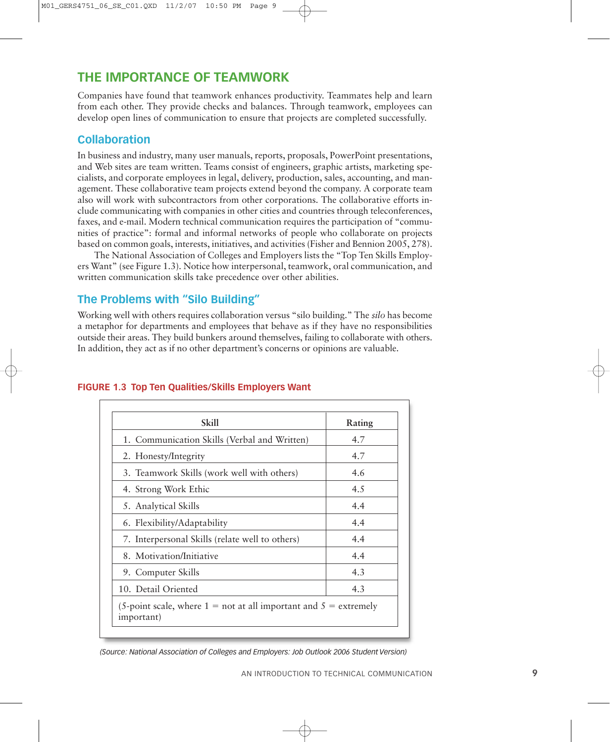## THE IMPORTANCE OF TEAMWORK

Companies have found that teamwork enhances productivity. Teammates help and learn from each other. They provide checks and balances. Through teamwork, employees can develop open lines of communication to ensure that projects are completed successfully.

### Collaboration

In business and industry, many user manuals, reports, proposals, PowerPoint presentations, and Web sites are team written. Teams consist of engineers, graphic artists, marketing specialists, and corporate employees in legal, delivery, production, sales, accounting, and management. These collaborative team projects extend beyond the company. A corporate team also will work with subcontractors from other corporations. The collaborative efforts include communicating with companies in other cities and countries through teleconferences, faxes, and e-mail. Modern technical communication requires the participation of "communities of practice": formal and informal networks of people who collaborate on projects based on common goals, interests, initiatives, and activities (Fisher and Bennion 2005, 278).

The National Association of Colleges and Employers lists the "Top Ten Skills Employers Want" (see Figure 1.3). Notice how interpersonal, teamwork, oral communication, and written communication skills take precedence over other abilities.

### The Problems with "Silo Building"

Working well with others requires collaboration versus "silo building." The *silo* has become a metaphor for departments and employees that behave as if they have no responsibilities outside their areas. They build bunkers around themselves, failing to collaborate with others. In addition, they act as if no other department's concerns or opinions are valuable.

**FIGURE 1.3 Top Ten Qualities/Skills Employers Want**

| Skill | Rating |
|---|---|
| 1. Communication Skills (Verbal and Written) | 4.7 |
| 2. Honesty/Integrity | 4.7 |
| 3. Teamwork Skills (work well with others) | 4.6 |
| 4. Strong Work Ethic | 4.5 |
| 5. Analytical Skills | 4.4 |
| 6. Flexibility/Adaptability | 4.4 |
| 7. Interpersonal Skills (relate well to others) | 4.4 |
| 8. Motivation/Initiative | 4.4 |
| 9. Computer Skills | 4.3 |
| 10. Detail Oriented | 4.3 |
| (5-point scale, where 1 = not at all important and 5 = extremely important) | |

*(Source: National Association of Colleges and Employers: Job Outlook 2006 Student Version)*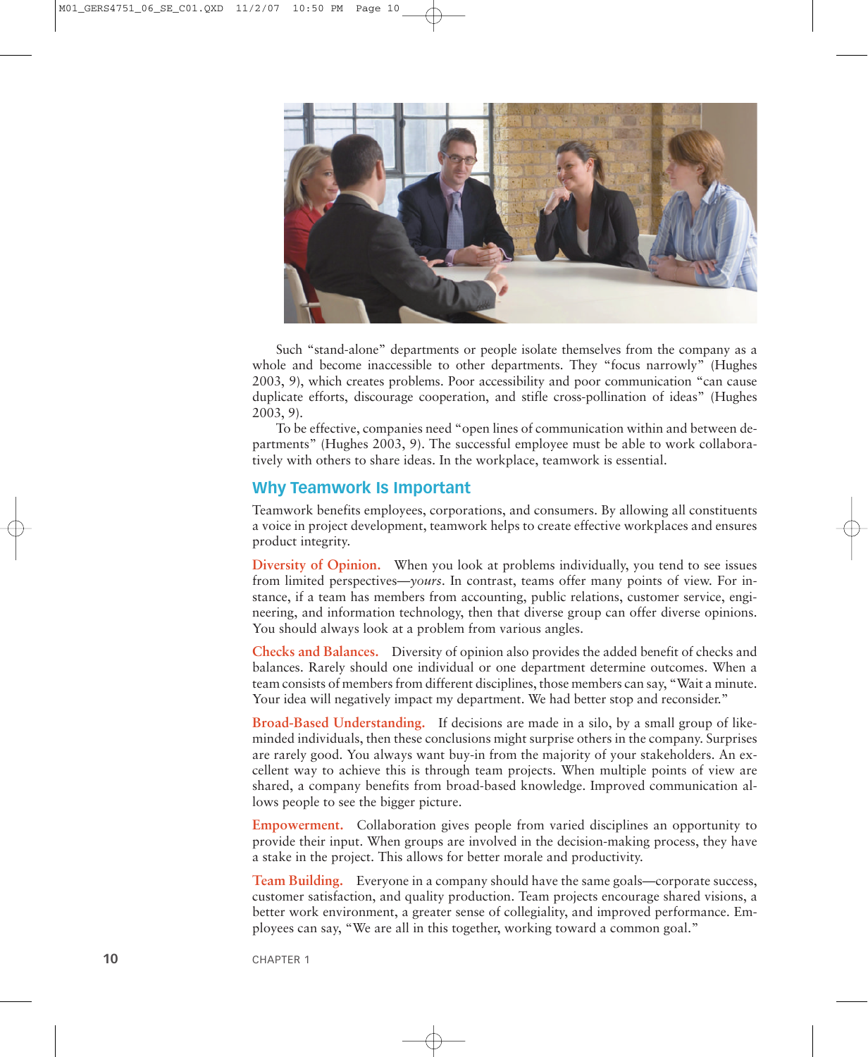Such "stand-alone" departments or people isolate themselves from the company as a whole and become inaccessible to other departments. They "focus narrowly" (Hughes 2003, 9), which creates problems. Poor accessibility and poor communication "can cause duplicate efforts, discourage cooperation, and stifle cross-pollination of ideas" (Hughes 2003, 9).

To be effective, companies need "open lines of communication within and between departments" (Hughes 2003, 9). The successful employee must be able to work collaboratively with others to share ideas. In the workplace, teamwork is essential.

## Why Teamwork Is Important

Teamwork benefits employees, corporations, and consumers. By allowing all constituents a voice in project development, teamwork helps to create effective workplaces and ensures product integrity.

**Diversity of Opinion.** When you look at problems individually, you tend to see issues from limited perspectives—*yours*. In contrast, teams offer many points of view. For instance, if a team has members from accounting, public relations, customer service, engineering, and information technology, then that diverse group can offer diverse opinions. You should always look at a problem from various angles.

**Checks and Balances.** Diversity of opinion also provides the added benefit of checks and balances. Rarely should one individual or one department determine outcomes. When a team consists of members from different disciplines, those members can say, "Wait a minute. Your idea will negatively impact my department. We had better stop and reconsider."

**Broad-Based Understanding.** If decisions are made in a silo, by a small group of like-minded individuals, then these conclusions might surprise others in the company. Surprises are rarely good. You always want buy-in from the majority of your stakeholders. An excellent way to achieve this is through team projects. When multiple points of view are shared, a company benefits from broad-based knowledge. Improved communication allows people to see the bigger picture.

**Empowerment.** Collaboration gives people from varied disciplines an opportunity to provide their input. When groups are involved in the decision-making process, they have a stake in the project. This allows for better morale and productivity.

**Team Building.** Everyone in a company should have the same goals—corporate success, customer satisfaction, and quality production. Team projects encourage shared visions, a better work environment, a greater sense of collegiality, and improved performance. Employees can say, "We are all in this together, working toward a common goal."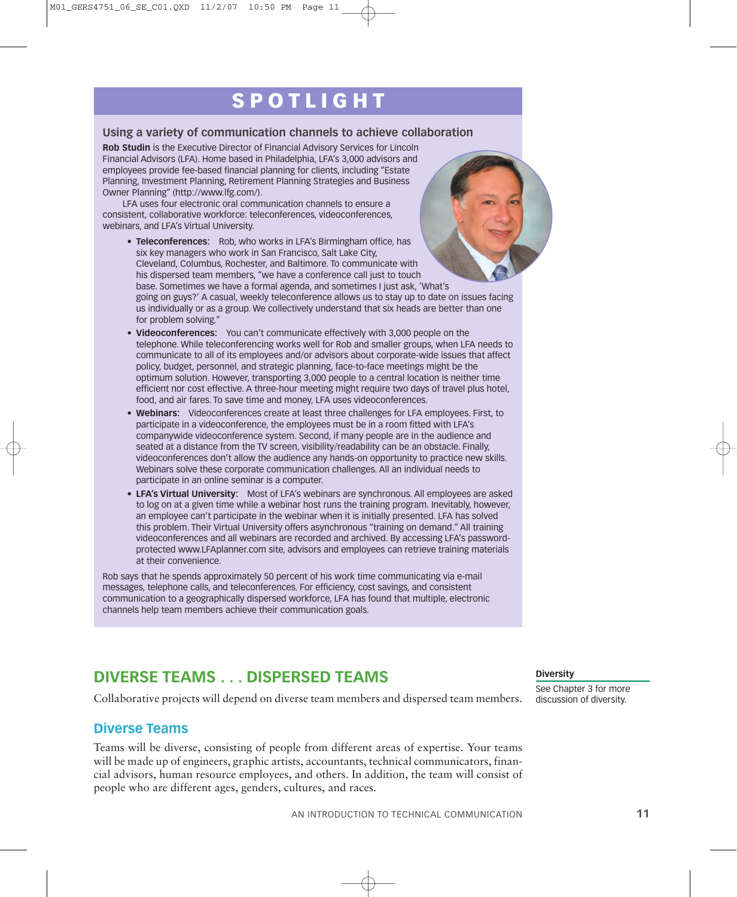## SPOTLIGHT

### Using a variety of communication channels to achieve collaboration

**Rob Studin** is the Executive Director of Financial Advisory Services for Lincoln Financial Advisors (LFA). Home based in Philadelphia, LFA's 3,000 advisors and employees provide fee-based financial planning for clients, including "Estate Planning, Investment Planning, Retirement Planning Strategies and Business Owner Planning" (http://www.lfg.com/).

LFA uses four electronic oral communication channels to ensure a consistent, collaborative workforce: teleconferences, videoconferences, webinars, and LFA's Virtual University.

- **Teleconferences:** Rob, who works in LFA's Birmingham office, has six key managers who work in San Francisco, Salt Lake City, Cleveland, Columbus, Rochester, and Baltimore. To communicate with his dispersed team members, "we have a conference call just to touch base. Sometimes we have a formal agenda, and sometimes I just ask, 'What's going on guys?' A casual, weekly teleconference allows us to stay up to date on issues facing us individually or as a group. We collectively understand that six heads are better than one for problem solving."
- **Videoconferences:** You can't communicate effectively with 3,000 people on the telephone. While teleconferencing works well for Rob and smaller groups, when LFA needs to communicate to all of its employees and/or advisors about corporate-wide issues that affect policy, budget, personnel, and strategic planning, face-to-face meetings might be the optimum solution. However, transporting 3,000 people to a central location is neither time efficient nor cost effective. A three-hour meeting might require two days of travel plus hotel, food, and air fares. To save time and money, LFA uses videoconferences.
- **Webinars:** Videoconferences create at least three challenges for LFA employees. First, to participate in a videoconference, the employees must be in a room fitted with LFA's companywide videoconference system. Second, if many people are in the audience and seated at a distance from the TV screen, visibility/readability can be an obstacle. Finally, videoconferences don't allow the audience any hands-on opportunity to practice new skills. Webinars solve these corporate communication challenges. All an individual needs to participate in an online seminar is a computer.
- **LFA's Virtual University:** Most of LFA's webinars are synchronous. All employees are asked to log on at a given time while a webinar host runs the training program. Inevitably, however, an employee can't participate in the webinar when it is initially presented. LFA has solved this problem. Their Virtual University offers asynchronous "training on demand." All training videoconferences and all webinars are recorded and archived. By accessing LFA's password-protected www.LFAplanner.com site, advisors and employees can retrieve training materials at their convenience.

Rob says that he spends approximately 50 percent of his work time communicating via e-mail messages, telephone calls, and teleconferences. For efficiency, cost savings, and consistent communication to a geographically dispersed workforce, LFA has found that multiple, electronic channels help team members achieve their communication goals.

## DIVERSE TEAMS . . . DISPERSED TEAMS

Collaborative projects will depend on diverse team members and dispersed team members.

**Diversity**
See Chapter 3 for more discussion of diversity.

### Diverse Teams

Teams will be diverse, consisting of people from different areas of expertise. Your teams will be made up of engineers, graphic artists, accountants, technical communicators, financial advisors, human resource employees, and others. In addition, the team will consist of people who are different ages, genders, cultures, and races.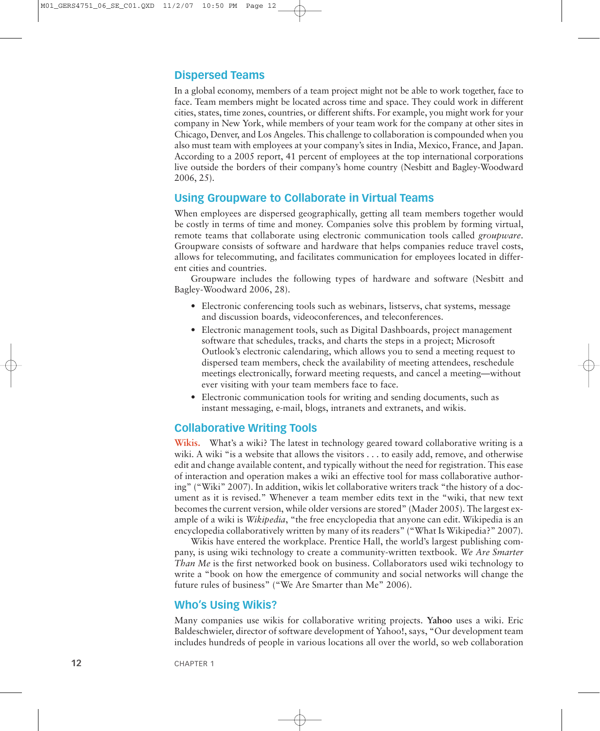## Dispersed Teams

In a global economy, members of a team project might not be able to work together, face to face. Team members might be located across time and space. They could work in different cities, states, time zones, countries, or different shifts. For example, you might work for your company in New York, while members of your team work for the company at other sites in Chicago, Denver, and Los Angeles. This challenge to collaboration is compounded when you also must team with employees at your company's sites in India, Mexico, France, and Japan. According to a 2005 report, 41 percent of employees at the top international corporations live outside the borders of their company's home country (Nesbitt and Bagley-Woodward 2006, 25).

## Using Groupware to Collaborate in Virtual Teams

When employees are dispersed geographically, getting all team members together would be costly in terms of time and money. Companies solve this problem by forming virtual, remote teams that collaborate using electronic communication tools called *groupware*. Groupware consists of software and hardware that helps companies reduce travel costs, allows for telecommuting, and facilitates communication for employees located in different cities and countries.

Groupware includes the following types of hardware and software (Nesbitt and Bagley-Woodward 2006, 28).

- Electronic conferencing tools such as webinars, listservs, chat systems, message and discussion boards, videoconferences, and teleconferences.
- Electronic management tools, such as Digital Dashboards, project management software that schedules, tracks, and charts the steps in a project; Microsoft Outlook's electronic calendaring, which allows you to send a meeting request to dispersed team members, check the availability of meeting attendees, reschedule meetings electronically, forward meeting requests, and cancel a meeting—without ever visiting with your team members face to face.
- Electronic communication tools for writing and sending documents, such as instant messaging, e-mail, blogs, intranets and extranets, and wikis.

## Collaborative Writing Tools

**Wikis.** What's a wiki? The latest in technology geared toward collaborative writing is a wiki. A wiki "is a website that allows the visitors . . . to easily add, remove, and otherwise edit and change available content, and typically without the need for registration. This ease of interaction and operation makes a wiki an effective tool for mass collaborative authoring" ("Wiki" 2007). In addition, wikis let collaborative writers track "the history of a document as it is revised." Whenever a team member edits text in the "wiki, that new text becomes the current version, while older versions are stored" (Mader 2005). The largest example of a wiki is *Wikipedia*, "the free encyclopedia that anyone can edit. Wikipedia is an encyclopedia collaboratively written by many of its readers" ("What Is Wikipedia?" 2007).

Wikis have entered the workplace. Prentice Hall, the world's largest publishing company, is using wiki technology to create a community-written textbook. *We Are Smarter Than Me* is the first networked book on business. Collaborators used wiki technology to write a "book on how the emergence of community and social networks will change the future rules of business" ("We Are Smarter than Me" 2006).

## Who's Using Wikis?

Many companies use wikis for collaborative writing projects. **Yahoo** uses a wiki. Eric Baldeschwieler, director of software development of Yahoo!, says, "Our development team includes hundreds of people in various locations all over the world, so web collaboration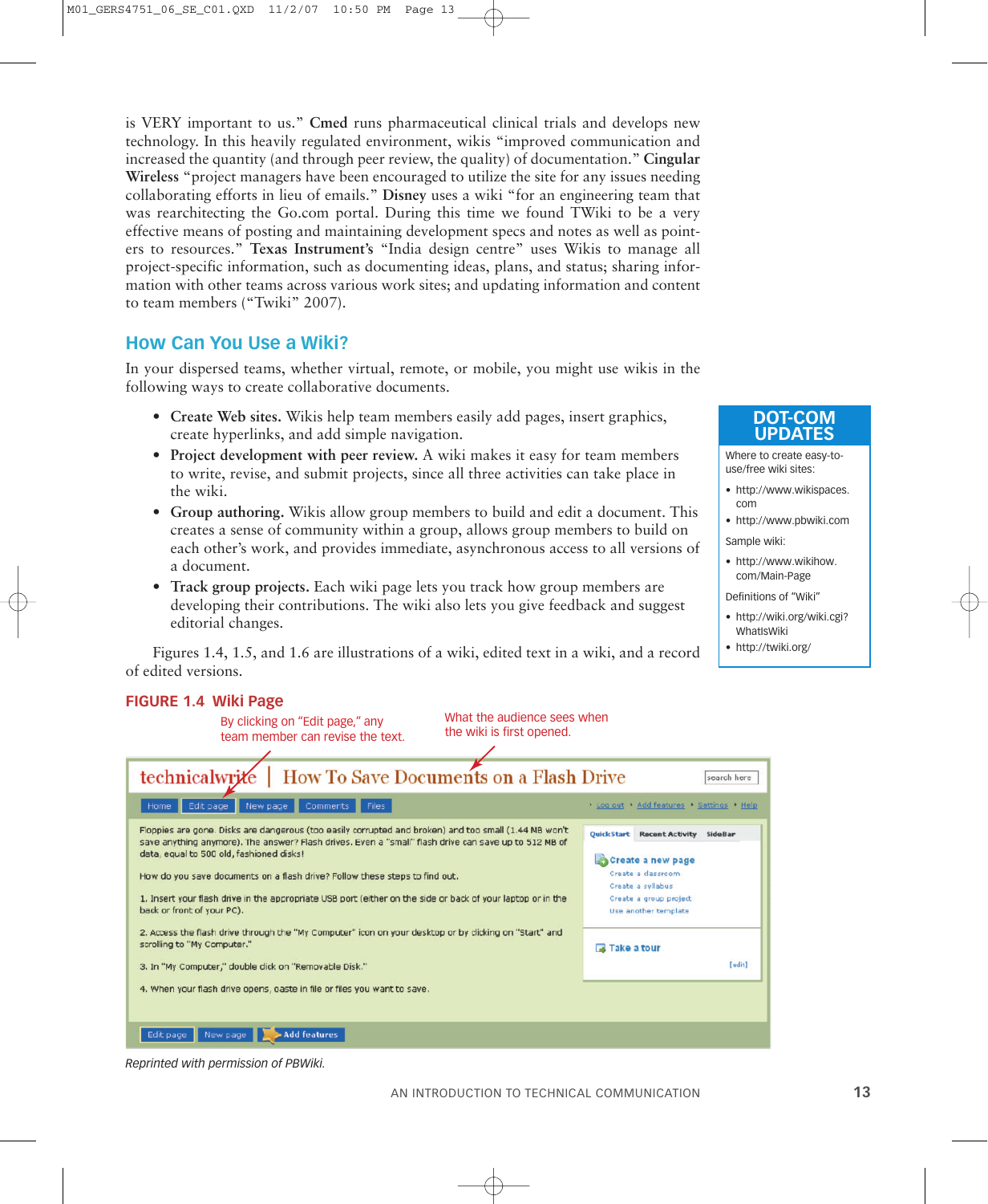is VERY important to us." **Cmed** runs pharmaceutical clinical trials and develops new technology. In this heavily regulated environment, wikis "improved communication and increased the quantity (and through peer review, the quality) of documentation." **Cingular Wireless** "project managers have been encouraged to utilize the site for any issues needing collaborating efforts in lieu of emails." **Disney** uses a wiki "for an engineering team that was rearchitecting the Go.com portal. During this time we found TWiki to be a very effective means of posting and maintaining development specs and notes as well as pointers to resources." **Texas Instrument's** "India design centre" uses Wikis to manage all project-specific information, such as documenting ideas, plans, and status; sharing information with other teams across various work sites; and updating information and content to team members ("Twiki" 2007).

## How Can You Use a Wiki?

In your dispersed teams, whether virtual, remote, or mobile, you might use wikis in the following ways to create collaborative documents.

- **Create Web sites.** Wikis help team members easily add pages, insert graphics, create hyperlinks, and add simple navigation.
- **Project development with peer review.** A wiki makes it easy for team members to write, revise, and submit projects, since all three activities can take place in the wiki.
- **Group authoring.** Wikis allow group members to build and edit a document. This creates a sense of community within a group, allows group members to build on each other's work, and provides immediate, asynchronous access to all versions of a document.
- **Track group projects.** Each wiki page lets you track how group members are developing their contributions. The wiki also lets you give feedback and suggest editorial changes.

Figures 1.4, 1.5, and 1.6 are illustrations of a wiki, edited text in a wiki, and a record of edited versions.

**DOT-COM UPDATES**

Where to create easy-to-use/free wiki sites:

- http://www.wikispaces.com
- http://www.pbwiki.com

Sample wiki:

- http://www.wikihow.com/Main-Page

Definitions of "Wiki"

- http://wiki.org/wiki.cgi?WhatIsWiki
- http://twiki.org/

**FIGURE 1.4 Wiki Page**

By clicking on "Edit page," any team member can revise the text.

What the audience sees when the wiki is first opened.

technicalwrite | How To Save Documents on a Flash Drive

search here

Home | Edit page | New page | Comments | Files

Log out · Add features · Settings · Help

Floppies are gone. Disks are dangerous (too easily corrupted and broken) and too small (1.44 MB won't save anything anymore). The answer? Flash drives. Even a "small" flash drive can save up to 512 MB of data, equal to 500 old, fashioned disks!

How do you save documents on a flash drive? Follow these steps to find out.

1. Insert your flash drive in the appropriate USB port (either on the side or back of your laptop or in the back or front of your PC).

2. Access the flash drive through the "My Computer" icon on your desktop or by clicking on "Start" and scrolling to "My Computer."

3. In "My Computer," double click on "Removable Disk."

4. When your flash drive opens, paste in file or files you want to save.

QuickStart | Recent Activity | SideBar

Create a new page

Create a classroom

Create a syllabus

Create a group project

Use another template

Take a tour

[edit]

Edit page | New page | Add features

*Reprinted with permission of PBWiki.*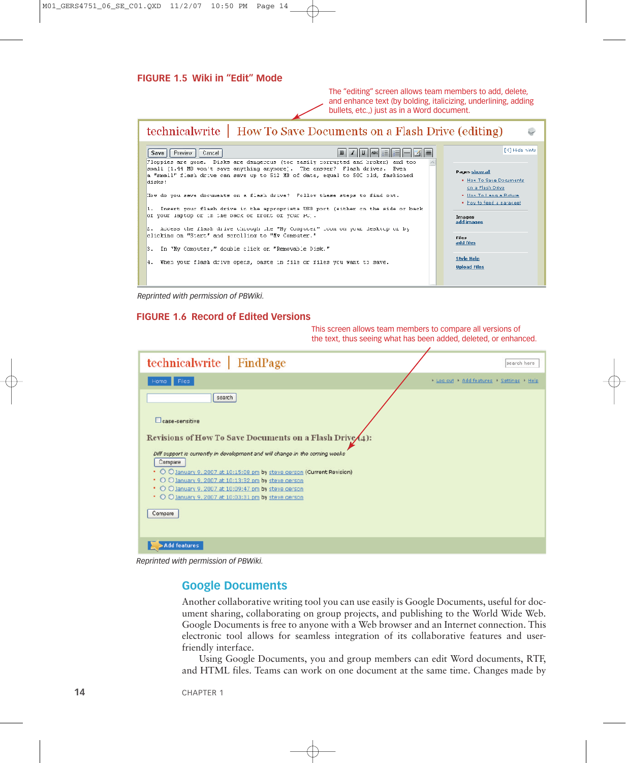**FIGURE 1.5 Wiki in "Edit" Mode**

The "editing" screen allows team members to add, delete, and enhance text (by bolding, italicizing, underlining, adding bullets, etc.,) just as in a Word document.

Reprinted with permission of PBWiki.

**FIGURE 1.6 Record of Edited Versions**

This screen allows team members to compare all versions of the text, thus seeing what has been added, deleted, or enhanced.

Reprinted with permission of PBWiki.

## Google Documents

Another collaborative writing tool you can use easily is Google Documents, useful for document sharing, collaborating on group projects, and publishing to the World Wide Web. Google Documents is free to anyone with a Web browser and an Internet connection. This electronic tool allows for seamless integration of its collaborative features and user-friendly interface.

Using Google Documents, you and group members can edit Word documents, RTF, and HTML files. Teams can work on one document at the same time. Changes made by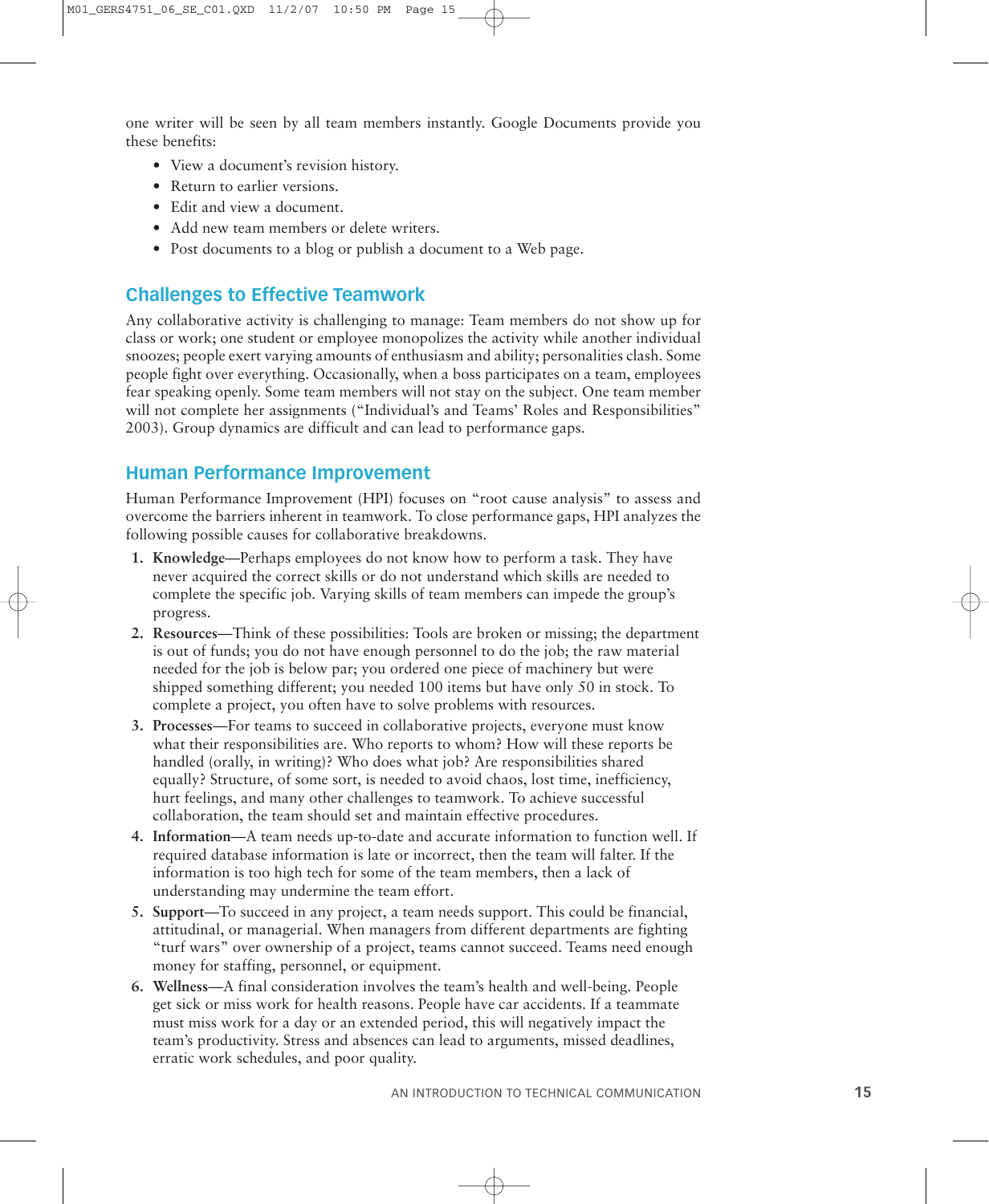one writer will be seen by all team members instantly. Google Documents provide you these benefits:

- View a document's revision history.
- Return to earlier versions.
- Edit and view a document.
- Add new team members or delete writers.
- Post documents to a blog or publish a document to a Web page.

## Challenges to Effective Teamwork

Any collaborative activity is challenging to manage: Team members do not show up for class or work; one student or employee monopolizes the activity while another individual snoozes; people exert varying amounts of enthusiasm and ability; personalities clash. Some people fight over everything. Occasionally, when a boss participates on a team, employees fear speaking openly. Some team members will not stay on the subject. One team member will not complete her assignments ("Individual's and Teams' Roles and Responsibilities" 2003). Group dynamics are difficult and can lead to performance gaps.

## Human Performance Improvement

Human Performance Improvement (HPI) focuses on "root cause analysis" to assess and overcome the barriers inherent in teamwork. To close performance gaps, HPI analyzes the following possible causes for collaborative breakdowns.

1. **Knowledge**—Perhaps employees do not know how to perform a task. They have never acquired the correct skills or do not understand which skills are needed to complete the specific job. Varying skills of team members can impede the group's progress.
2. **Resources**—Think of these possibilities: Tools are broken or missing; the department is out of funds; you do not have enough personnel to do the job; the raw material needed for the job is below par; you ordered one piece of machinery but were shipped something different; you needed 100 items but have only 50 in stock. To complete a project, you often have to solve problems with resources.
3. **Processes**—For teams to succeed in collaborative projects, everyone must know what their responsibilities are. Who reports to whom? How will these reports be handled (orally, in writing)? Who does what job? Are responsibilities shared equally? Structure, of some sort, is needed to avoid chaos, lost time, inefficiency, hurt feelings, and many other challenges to teamwork. To achieve successful collaboration, the team should set and maintain effective procedures.
4. **Information**—A team needs up-to-date and accurate information to function well. If required database information is late or incorrect, then the team will falter. If the information is too high tech for some of the team members, then a lack of understanding may undermine the team effort.
5. **Support**—To succeed in any project, a team needs support. This could be financial, attitudinal, or managerial. When managers from different departments are fighting "turf wars" over ownership of a project, teams cannot succeed. Teams need enough money for staffing, personnel, or equipment.
6. **Wellness**—A final consideration involves the team's health and well-being. People get sick or miss work for health reasons. People have car accidents. If a teammate must miss work for a day or an extended period, this will negatively impact the team's productivity. Stress and absences can lead to arguments, missed deadlines, erratic work schedules, and poor quality.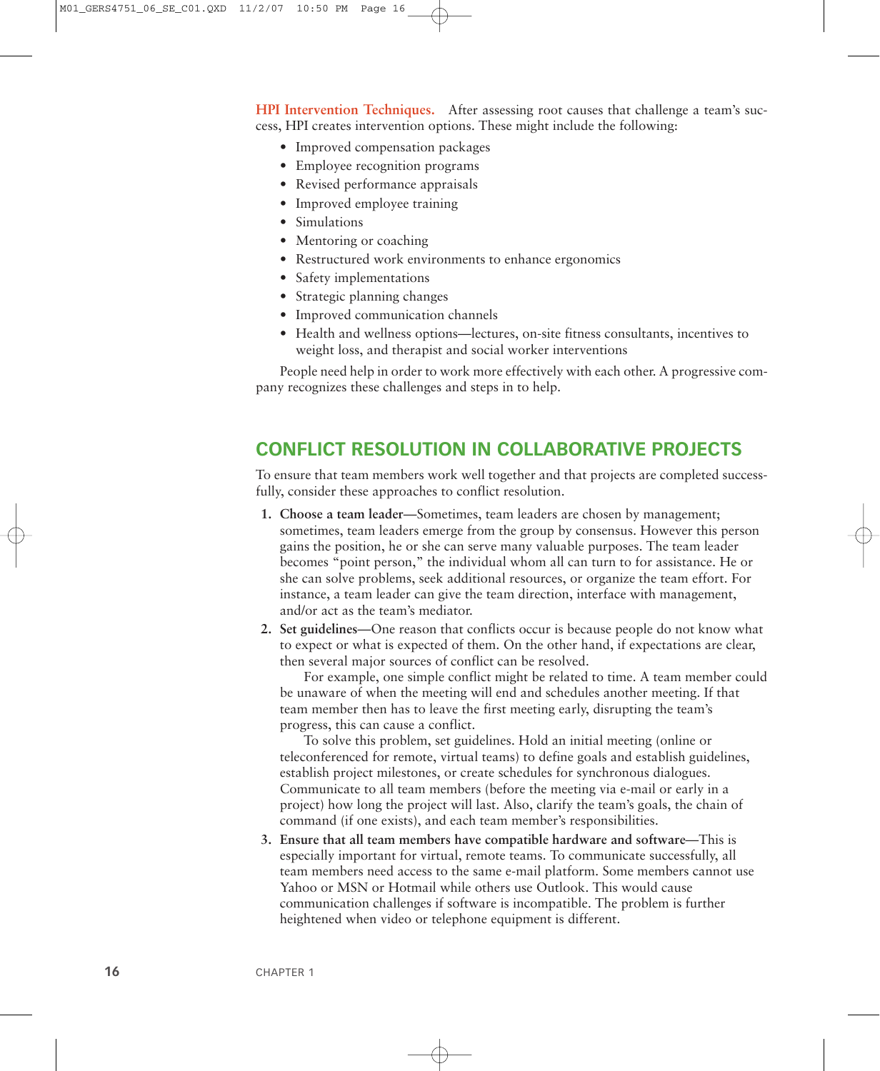**HPI Intervention Techniques.** After assessing root causes that challenge a team's success, HPI creates intervention options. These might include the following:

- Improved compensation packages
- Employee recognition programs
- Revised performance appraisals
- Improved employee training
- Simulations
- Mentoring or coaching
- Restructured work environments to enhance ergonomics
- Safety implementations
- Strategic planning changes
- Improved communication channels
- Health and wellness options—lectures, on-site fitness consultants, incentives to weight loss, and therapist and social worker interventions

People need help in order to work more effectively with each other. A progressive company recognizes these challenges and steps in to help.

## CONFLICT RESOLUTION IN COLLABORATIVE PROJECTS

To ensure that team members work well together and that projects are completed successfully, consider these approaches to conflict resolution.

1. **Choose a team leader**—Sometimes, team leaders are chosen by management; sometimes, team leaders emerge from the group by consensus. However this person gains the position, he or she can serve many valuable purposes. The team leader becomes "point person," the individual whom all can turn to for assistance. He or she can solve problems, seek additional resources, or organize the team effort. For instance, a team leader can give the team direction, interface with management, and/or act as the team's mediator.
2. **Set guidelines**—One reason that conflicts occur is because people do not know what to expect or what is expected of them. On the other hand, if expectations are clear, then several major sources of conflict can be resolved.

   For example, one simple conflict might be related to time. A team member could be unaware of when the meeting will end and schedules another meeting. If that team member then has to leave the first meeting early, disrupting the team's progress, this can cause a conflict.

   To solve this problem, set guidelines. Hold an initial meeting (online or teleconferenced for remote, virtual teams) to define goals and establish guidelines, establish project milestones, or create schedules for synchronous dialogues. Communicate to all team members (before the meeting via e-mail or early in a project) how long the project will last. Also, clarify the team's goals, the chain of command (if one exists), and each team member's responsibilities.
3. **Ensure that all team members have compatible hardware and software**—This is especially important for virtual, remote teams. To communicate successfully, all team members need access to the same e-mail platform. Some members cannot use Yahoo or MSN or Hotmail while others use Outlook. This would cause communication challenges if software is incompatible. The problem is further heightened when video or telephone equipment is different.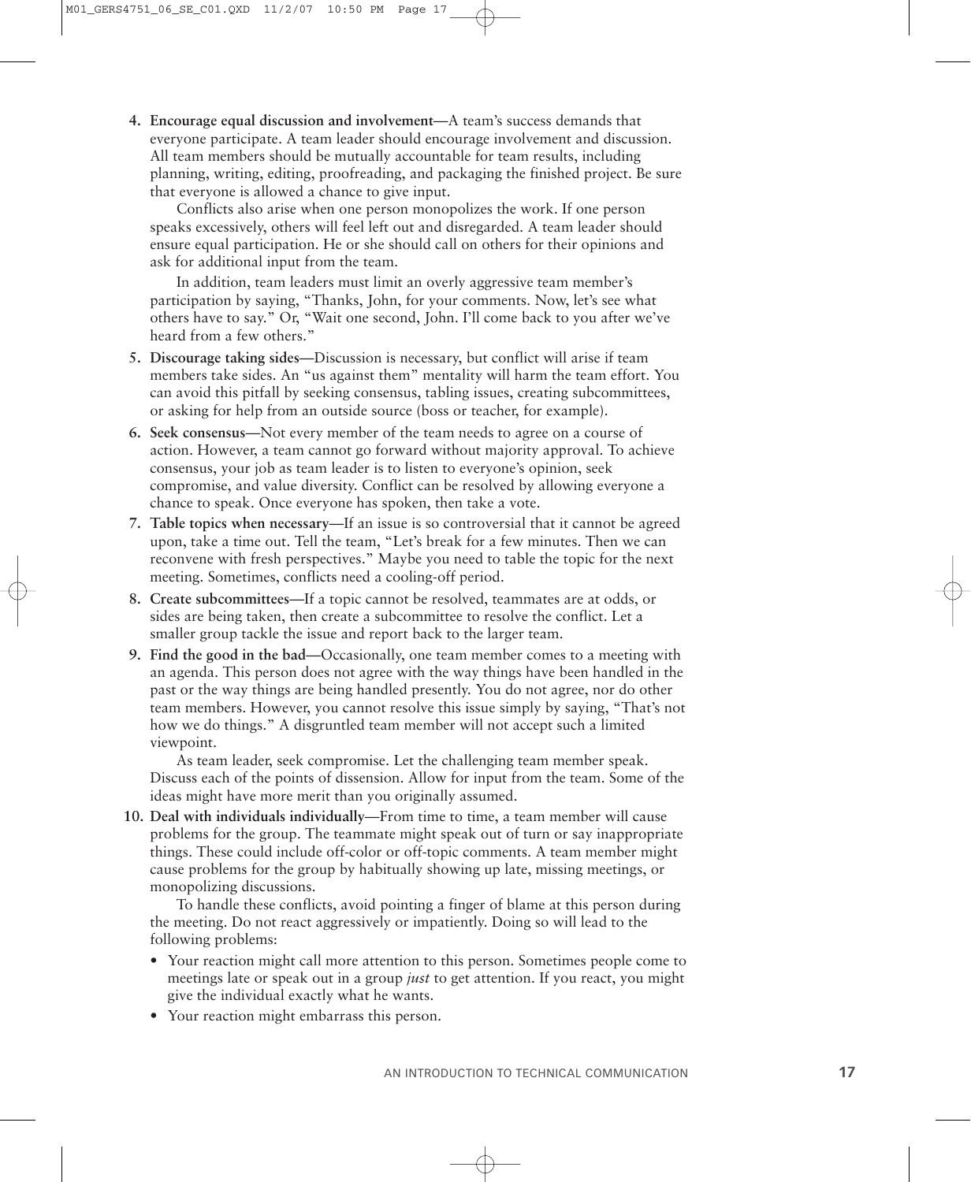4. **Encourage equal discussion and involvement**—A team's success demands that everyone participate. A team leader should encourage involvement and discussion. All team members should be mutually accountable for team results, including planning, writing, editing, proofreading, and packaging the finished project. Be sure that everyone is allowed a chance to give input.

   Conflicts also arise when one person monopolizes the work. If one person speaks excessively, others will feel left out and disregarded. A team leader should ensure equal participation. He or she should call on others for their opinions and ask for additional input from the team.

   In addition, team leaders must limit an overly aggressive team member's participation by saying, "Thanks, John, for your comments. Now, let's see what others have to say." Or, "Wait one second, John. I'll come back to you after we've heard from a few others."

5. **Discourage taking sides**—Discussion is necessary, but conflict will arise if team members take sides. An "us against them" mentality will harm the team effort. You can avoid this pitfall by seeking consensus, tabling issues, creating subcommittees, or asking for help from an outside source (boss or teacher, for example).

6. **Seek consensus**—Not every member of the team needs to agree on a course of action. However, a team cannot go forward without majority approval. To achieve consensus, your job as team leader is to listen to everyone's opinion, seek compromise, and value diversity. Conflict can be resolved by allowing everyone a chance to speak. Once everyone has spoken, then take a vote.

7. **Table topics when necessary**—If an issue is so controversial that it cannot be agreed upon, take a time out. Tell the team, "Let's break for a few minutes. Then we can reconvene with fresh perspectives." Maybe you need to table the topic for the next meeting. Sometimes, conflicts need a cooling-off period.

8. **Create subcommittees**—If a topic cannot be resolved, teammates are at odds, or sides are being taken, then create a subcommittee to resolve the conflict. Let a smaller group tackle the issue and report back to the larger team.

9. **Find the good in the bad**—Occasionally, one team member comes to a meeting with an agenda. This person does not agree with the way things have been handled in the past or the way things are being handled presently. You do not agree, nor do other team members. However, you cannot resolve this issue simply by saying, "That's not how we do things." A disgruntled team member will not accept such a limited viewpoint.

   As team leader, seek compromise. Let the challenging team member speak. Discuss each of the points of dissension. Allow for input from the team. Some of the ideas might have more merit than you originally assumed.

10. **Deal with individuals individually**—From time to time, a team member will cause problems for the group. The teammate might speak out of turn or say inappropriate things. These could include off-color or off-topic comments. A team member might cause problems for the group by habitually showing up late, missing meetings, or monopolizing discussions.

    To handle these conflicts, avoid pointing a finger of blame at this person during the meeting. Do not react aggressively or impatiently. Doing so will lead to the following problems:

    - Your reaction might call more attention to this person. Sometimes people come to meetings late or speak out in a group *just* to get attention. If you react, you might give the individual exactly what he wants.
    - Your reaction might embarrass this person.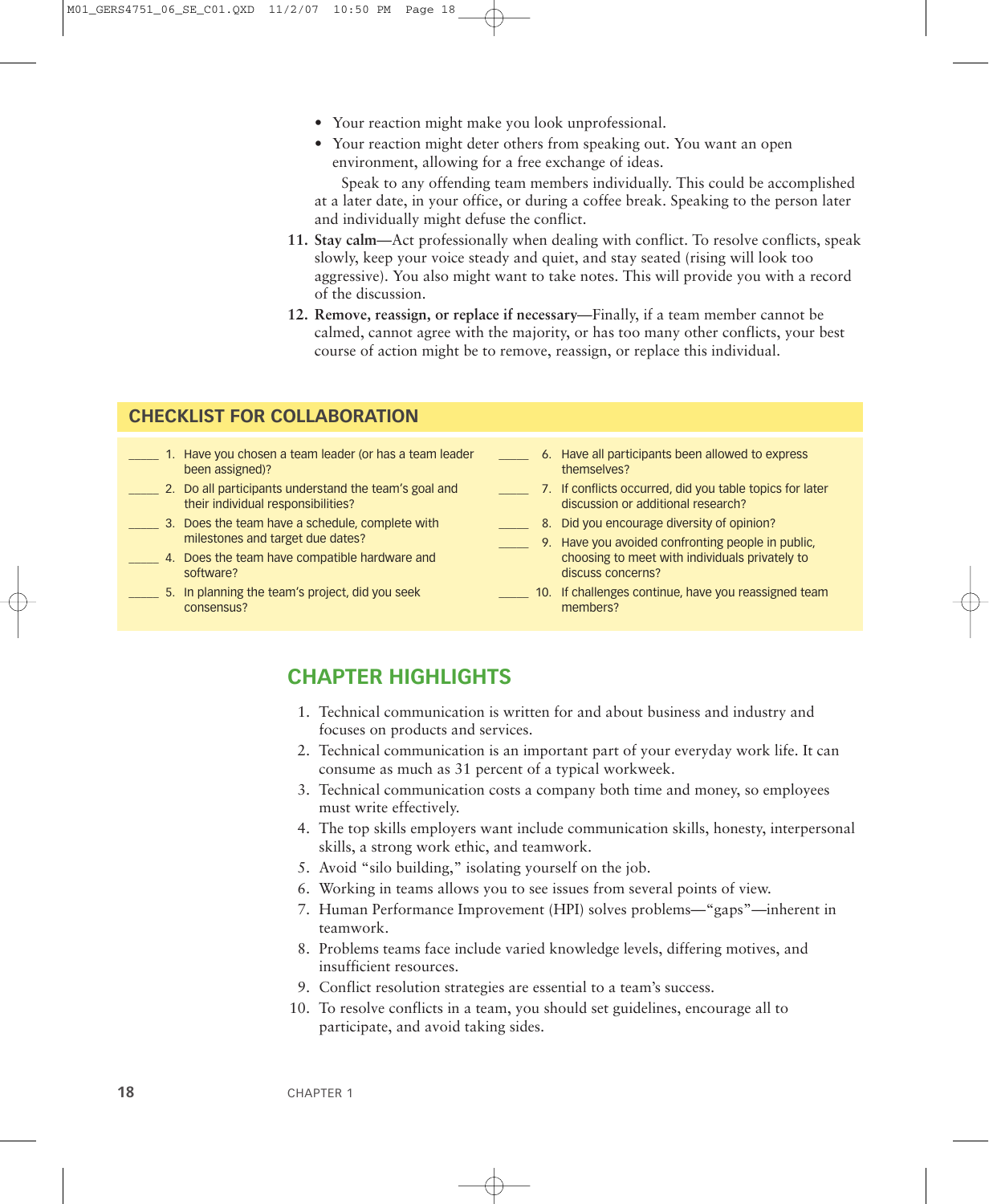- Your reaction might make you look unprofessional.
- Your reaction might deter others from speaking out. You want an open environment, allowing for a free exchange of ideas.

  Speak to any offending team members individually. This could be accomplished at a later date, in your office, or during a coffee break. Speaking to the person later and individually might defuse the conflict.

11. **Stay calm**—Act professionally when dealing with conflict. To resolve conflicts, speak slowly, keep your voice steady and quiet, and stay seated (rising will look too aggressive). You also might want to take notes. This will provide you with a record of the discussion.
12. **Remove, reassign, or replace if necessary**—Finally, if a team member cannot be calmed, cannot agree with the majority, or has too many other conflicts, your best course of action might be to remove, reassign, or replace this individual.

## CHECKLIST FOR COLLABORATION

_____ 1. Have you chosen a team leader (or has a team leader been assigned)?

_____ 2. Do all participants understand the team's goal and their individual responsibilities?

_____ 3. Does the team have a schedule, complete with milestones and target due dates?

_____ 4. Does the team have compatible hardware and software?

_____ 5. In planning the team's project, did you seek consensus?

_____ 6. Have all participants been allowed to express themselves?

_____ 7. If conflicts occurred, did you table topics for later discussion or additional research?

_____ 8. Did you encourage diversity of opinion?

_____ 9. Have you avoided confronting people in public, choosing to meet with individuals privately to discuss concerns?

_____ 10. If challenges continue, have you reassigned team members?

## CHAPTER HIGHLIGHTS

1. Technical communication is written for and about business and industry and focuses on products and services.
2. Technical communication is an important part of your everyday work life. It can consume as much as 31 percent of a typical workweek.
3. Technical communication costs a company both time and money, so employees must write effectively.
4. The top skills employers want include communication skills, honesty, interpersonal skills, a strong work ethic, and teamwork.
5. Avoid "silo building," isolating yourself on the job.
6. Working in teams allows you to see issues from several points of view.
7. Human Performance Improvement (HPI) solves problems—"gaps"—inherent in teamwork.
8. Problems teams face include varied knowledge levels, differing motives, and insufficient resources.
9. Conflict resolution strategies are essential to a team's success.
10. To resolve conflicts in a team, you should set guidelines, encourage all to participate, and avoid taking sides.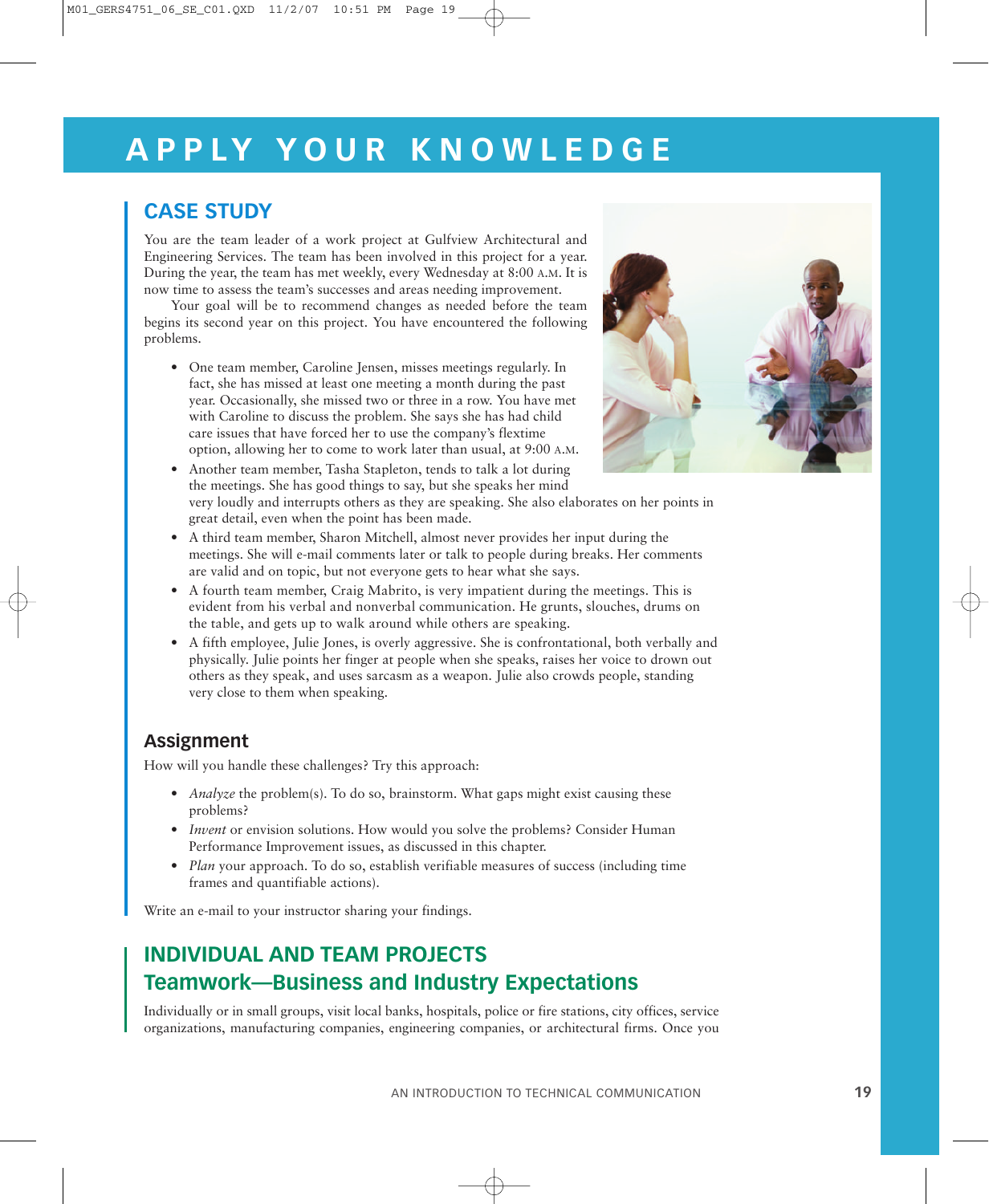# APPLY YOUR KNOWLEDGE

## CASE STUDY

You are the team leader of a work project at Gulfview Architectural and Engineering Services. The team has been involved in this project for a year. During the year, the team has met weekly, every Wednesday at 8:00 A.M. It is now time to assess the team's successes and areas needing improvement.

Your goal will be to recommend changes as needed before the team begins its second year on this project. You have encountered the following problems.

- One team member, Caroline Jensen, misses meetings regularly. In fact, she has missed at least one meeting a month during the past year. Occasionally, she missed two or three in a row. You have met with Caroline to discuss the problem. She says she has had child care issues that have forced her to use the company's flextime option, allowing her to come to work later than usual, at 9:00 A.M.
- Another team member, Tasha Stapleton, tends to talk a lot during the meetings. She has good things to say, but she speaks her mind very loudly and interrupts others as they are speaking. She also elaborates on her points in great detail, even when the point has been made.
- A third team member, Sharon Mitchell, almost never provides her input during the meetings. She will e-mail comments later or talk to people during breaks. Her comments are valid and on topic, but not everyone gets to hear what she says.
- A fourth team member, Craig Mabrito, is very impatient during the meetings. This is evident from his verbal and nonverbal communication. He grunts, slouches, drums on the table, and gets up to walk around while others are speaking.
- A fifth employee, Julie Jones, is overly aggressive. She is confrontational, both verbally and physically. Julie points her finger at people when she speaks, raises her voice to drown out others as they speak, and uses sarcasm as a weapon. Julie also crowds people, standing very close to them when speaking.

### Assignment

How will you handle these challenges? Try this approach:

- *Analyze* the problem(s). To do so, brainstorm. What gaps might exist causing these problems?
- *Invent* or envision solutions. How would you solve the problems? Consider Human Performance Improvement issues, as discussed in this chapter.
- *Plan* your approach. To do so, establish verifiable measures of success (including time frames and quantifiable actions).

Write an e-mail to your instructor sharing your findings.

## INDIVIDUAL AND TEAM PROJECTS

## Teamwork—Business and Industry Expectations

Individually or in small groups, visit local banks, hospitals, police or fire stations, city offices, service organizations, manufacturing companies, engineering companies, or architectural firms. Once you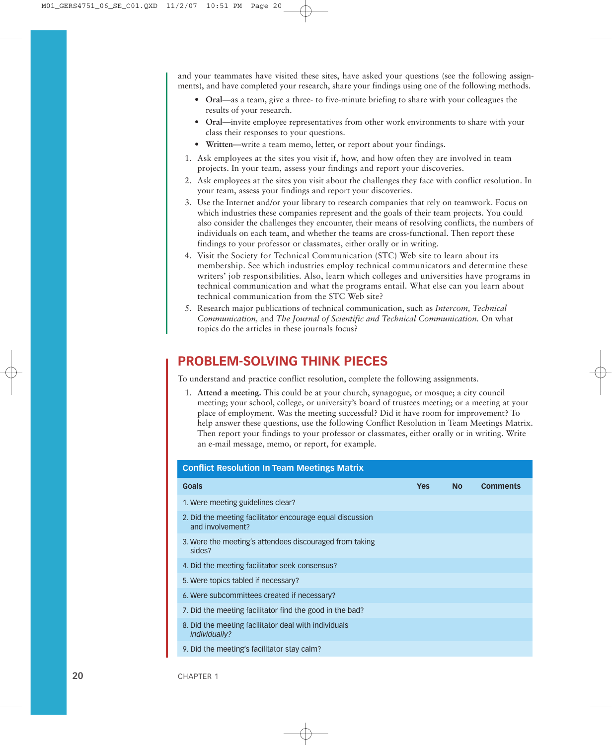and your teammates have visited these sites, have asked your questions (see the following assignments), and have completed your research, share your findings using one of the following methods.

- **Oral**—as a team, give a three- to five-minute briefing to share with your colleagues the results of your research.
- **Oral**—invite employee representatives from other work environments to share with your class their responses to your questions.
- **Written**—write a team memo, letter, or report about your findings.

1. Ask employees at the sites you visit if, how, and how often they are involved in team projects. In your team, assess your findings and report your discoveries.
2. Ask employees at the sites you visit about the challenges they face with conflict resolution. In your team, assess your findings and report your discoveries.
3. Use the Internet and/or your library to research companies that rely on teamwork. Focus on which industries these companies represent and the goals of their team projects. You could also consider the challenges they encounter, their means of resolving conflicts, the numbers of individuals on each team, and whether the teams are cross-functional. Then report these findings to your professor or classmates, either orally or in writing.
4. Visit the Society for Technical Communication (STC) Web site to learn about its membership. See which industries employ technical communicators and determine these writers' job responsibilities. Also, learn which colleges and universities have programs in technical communication and what the programs entail. What else can you learn about technical communication from the STC Web site?
5. Research major publications of technical communication, such as *Intercom, Technical Communication,* and *The Journal of Scientific and Technical Communication.* On what topics do the articles in these journals focus?

## PROBLEM-SOLVING THINK PIECES

To understand and practice conflict resolution, complete the following assignments.

1. **Attend a meeting.** This could be at your church, synagogue, or mosque; a city council meeting; your school, college, or university's board of trustees meeting; or a meeting at your place of employment. Was the meeting successful? Did it have room for improvement? To help answer these questions, use the following Conflict Resolution in Team Meetings Matrix. Then report your findings to your professor or classmates, either orally or in writing. Write an e-mail message, memo, or report, for example.

**Conflict Resolution In Team Meetings Matrix**

| Goals | Yes | No | Comments |
|---|---|---|---|
| 1. Were meeting guidelines clear? | | | |
| 2. Did the meeting facilitator encourage equal discussion and involvement? | | | |
| 3. Were the meeting's attendees discouraged from taking sides? | | | |
| 4. Did the meeting facilitator seek consensus? | | | |
| 5. Were topics tabled if necessary? | | | |
| 6. Were subcommittees created if necessary? | | | |
| 7. Did the meeting facilitator find the good in the bad? | | | |
| 8. Did the meeting facilitator deal with individuals *individually?* | | | |
| 9. Did the meeting's facilitator stay calm? | | | |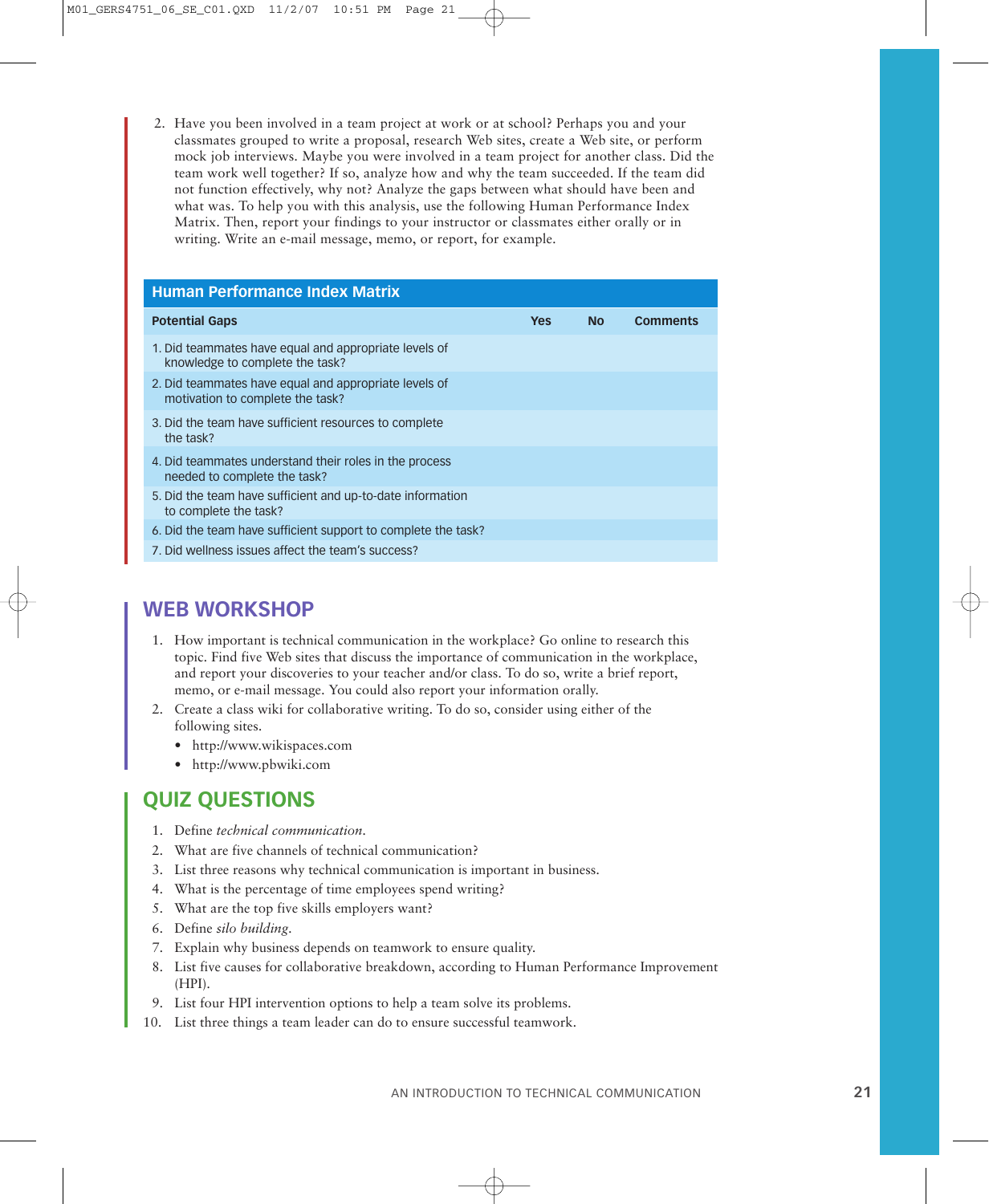2. Have you been involved in a team project at work or at school? Perhaps you and your classmates grouped to write a proposal, research Web sites, create a Web site, or perform mock job interviews. Maybe you were involved in a team project for another class. Did the team work well together? If so, analyze how and why the team succeeded. If the team did not function effectively, why not? Analyze the gaps between what should have been and what was. To help you with this analysis, use the following Human Performance Index Matrix. Then, report your findings to your instructor or classmates either orally or in writing. Write an e-mail message, memo, or report, for example.

**Human Performance Index Matrix**

| Potential Gaps | Yes | No | Comments |
|---|---|---|---|
| 1. Did teammates have equal and appropriate levels of knowledge to complete the task? | | | |
| 2. Did teammates have equal and appropriate levels of motivation to complete the task? | | | |
| 3. Did the team have sufficient resources to complete the task? | | | |
| 4. Did teammates understand their roles in the process needed to complete the task? | | | |
| 5. Did the team have sufficient and up-to-date information to complete the task? | | | |
| 6. Did the team have sufficient support to complete the task? | | | |
| 7. Did wellness issues affect the team's success? | | | |

## WEB WORKSHOP

1. How important is technical communication in the workplace? Go online to research this topic. Find five Web sites that discuss the importance of communication in the workplace, and report your discoveries to your teacher and/or class. To do so, write a brief report, memo, or e-mail message. You could also report your information orally.
2. Create a class wiki for collaborative writing. To do so, consider using either of the following sites.
   - http://www.wikispaces.com
   - http://www.pbwiki.com

## QUIZ QUESTIONS

1. Define *technical communication*.
2. What are five channels of technical communication?
3. List three reasons why technical communication is important in business.
4. What is the percentage of time employees spend writing?
5. What are the top five skills employers want?
6. Define *silo building*.
7. Explain why business depends on teamwork to ensure quality.
8. List five causes for collaborative breakdown, according to Human Performance Improvement (HPI).
9. List four HPI intervention options to help a team solve its problems.
10. List three things a team leader can do to ensure successful teamwork.